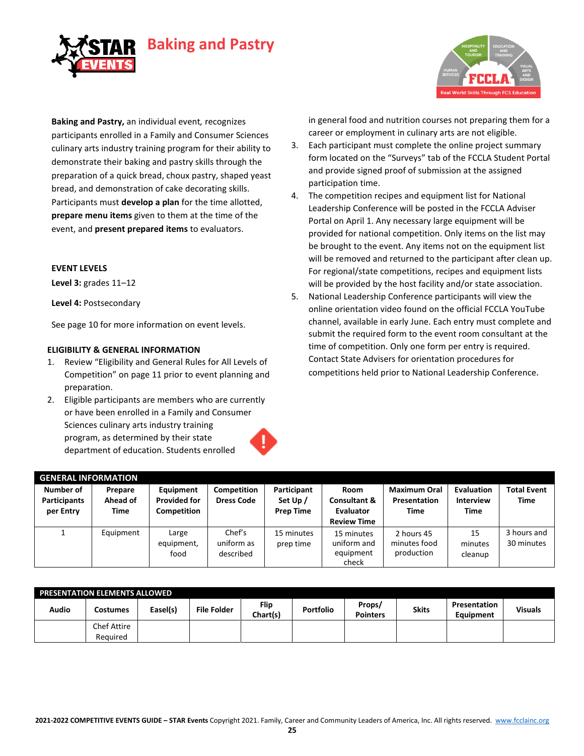# Baking and Pastry

**Baking and Pastry,** an individual event*,* recognizes participants enrolled in a Family and Consumer Sciences culinary arts industry training program for their ability to demonstrate their baking and pastry skills through the preparation of a quick bread, choux pastry, shaped yeast bread, and demonstration of cake decorating skills. Participants must **develop a plan** for the time allotted, **prepare menu items** given to them at the time of the event, and **present prepared items** to evaluators.

**EVENT LEVELS**

**Level 3:** grades 11–12

**Level 4:** Postsecondary

See page 10 for more information on event levels.

**ELIGIBILITY & GENERAL INFORMATION**

1. Review "Eligibility and General Rules for All Levels of Competition" on page 11 prior to event planning and preparation.
2. Eligible participants are members who are currently or have been enrolled in a Family and Consumer Sciences culinary arts industry training program, as determined by their state department of education. Students enrolled in general food and nutrition courses not preparing them for a career or employment in culinary arts are not eligible.
3. Each participant must complete the online project summary form located on the "Surveys" tab of the FCCLA Student Portal and provide signed proof of submission at the assigned participation time.
4. The competition recipes and equipment list for National Leadership Conference will be posted in the FCCLA Adviser Portal on April 1. Any necessary large equipment will be provided for national competition. Only items on the list may be brought to the event. Any items not on the equipment list will be removed and returned to the participant after clean up. For regional/state competitions, recipes and equipment lists will be provided by the host facility and/or state association.
5. National Leadership Conference participants will view the online orientation video found on the official FCCLA YouTube channel, available in early June. Each entry must complete and submit the required form to the event room consultant at the time of competition. Only one form per entry is required. Contact State Advisers for orientation procedures for competitions held prior to National Leadership Conference.

**GENERAL INFORMATION**

| Number of Participants per Entry | Prepare Ahead of Time | Equipment Provided for Competition | Competition Dress Code | Participant Set Up / Prep Time | Room Consultant & Evaluator Review Time | Maximum Oral Presentation Time | Evaluation Interview Time | Total Event Time |
|---|---|---|---|---|---|---|---|---|
| 1 | Equipment | Large equipment, food | Chef's uniform as described | 15 minutes prep time | 15 minutes uniform and equipment check | 2 hours 45 minutes food production | 15 minutes cleanup | 3 hours and 30 minutes |

**PRESENTATION ELEMENTS ALLOWED**

| Audio | Costumes | Easel(s) | File Folder | Flip Chart(s) | Portfolio | Props/ Pointers | Skits | Presentation Equipment | Visuals |
|---|---|---|---|---|---|---|---|---|---|
| | Chef Attire Required | | | | | | | | |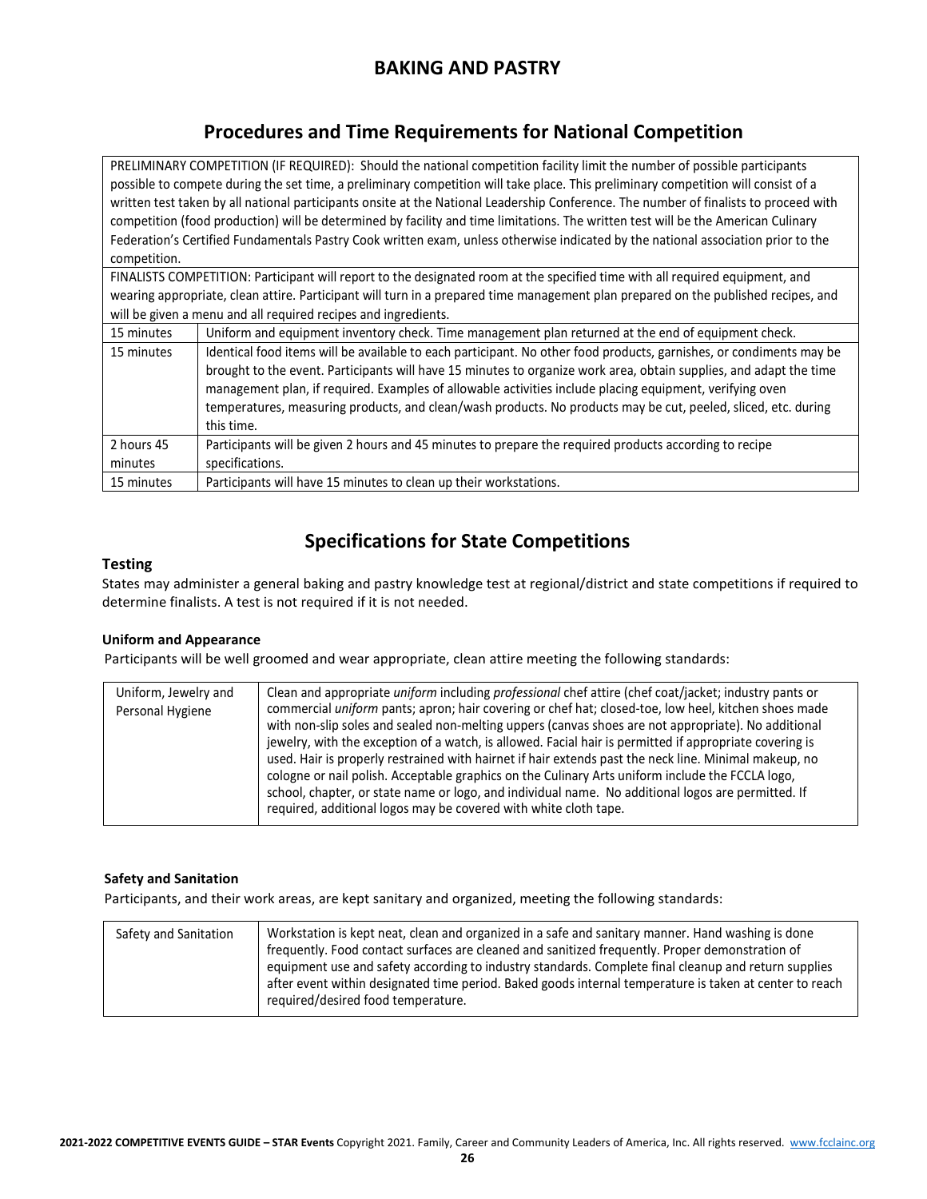# BAKING AND PASTRY

## Procedures and Time Requirements for National Competition

| | |
|---|---|
| PRELIMINARY COMPETITION (IF REQUIRED): Should the national competition facility limit the number of possible participants possible to compete during the set time, a preliminary competition will take place. This preliminary competition will consist of a written test taken by all national participants onsite at the National Leadership Conference. The number of finalists to proceed with competition (food production) will be determined by facility and time limitations. The written test will be the American Culinary Federation's Certified Fundamentals Pastry Cook written exam, unless otherwise indicated by the national association prior to the competition. | |
| FINALISTS COMPETITION: Participant will report to the designated room at the specified time with all required equipment, and wearing appropriate, clean attire. Participant will turn in a prepared time management plan prepared on the published recipes, and will be given a menu and all required recipes and ingredients. | |
| 15 minutes | Uniform and equipment inventory check. Time management plan returned at the end of equipment check. |
| 15 minutes | Identical food items will be available to each participant. No other food products, garnishes, or condiments may be brought to the event. Participants will have 15 minutes to organize work area, obtain supplies, and adapt the time management plan, if required. Examples of allowable activities include placing equipment, verifying oven temperatures, measuring products, and clean/wash products. No products may be cut, peeled, sliced, etc. during this time. |
| 2 hours 45 minutes | Participants will be given 2 hours and 45 minutes to prepare the required products according to recipe specifications. |
| 15 minutes | Participants will have 15 minutes to clean up their workstations. |

## Specifications for State Competitions

### Testing

States may administer a general baking and pastry knowledge test at regional/district and state competitions if required to determine finalists. A test is not required if it is not needed.

### Uniform and Appearance

Participants will be well groomed and wear appropriate, clean attire meeting the following standards:

| | |
|---|---|
| Uniform, Jewelry and Personal Hygiene | Clean and appropriate *uniform* including *professional* chef attire (chef coat/jacket; industry pants or commercial *uniform* pants; apron; hair covering or chef hat; closed-toe, low heel, kitchen shoes made with non-slip soles and sealed non-melting uppers (canvas shoes are not appropriate). No additional jewelry, with the exception of a watch, is allowed. Facial hair is permitted if appropriate covering is used. Hair is properly restrained with hairnet if hair extends past the neck line. Minimal makeup, no cologne or nail polish. Acceptable graphics on the Culinary Arts uniform include the FCCLA logo, school, chapter, or state name or logo, and individual name. No additional logos are permitted. If required, additional logos may be covered with white cloth tape. |

### Safety and Sanitation

Participants, and their work areas, are kept sanitary and organized, meeting the following standards:

| | |
|---|---|
| Safety and Sanitation | Workstation is kept neat, clean and organized in a safe and sanitary manner. Hand washing is done frequently. Food contact surfaces are cleaned and sanitized frequently. Proper demonstration of equipment use and safety according to industry standards. Complete final cleanup and return supplies after event within designated time period. Baked goods internal temperature is taken at center to reach required/desired food temperature. |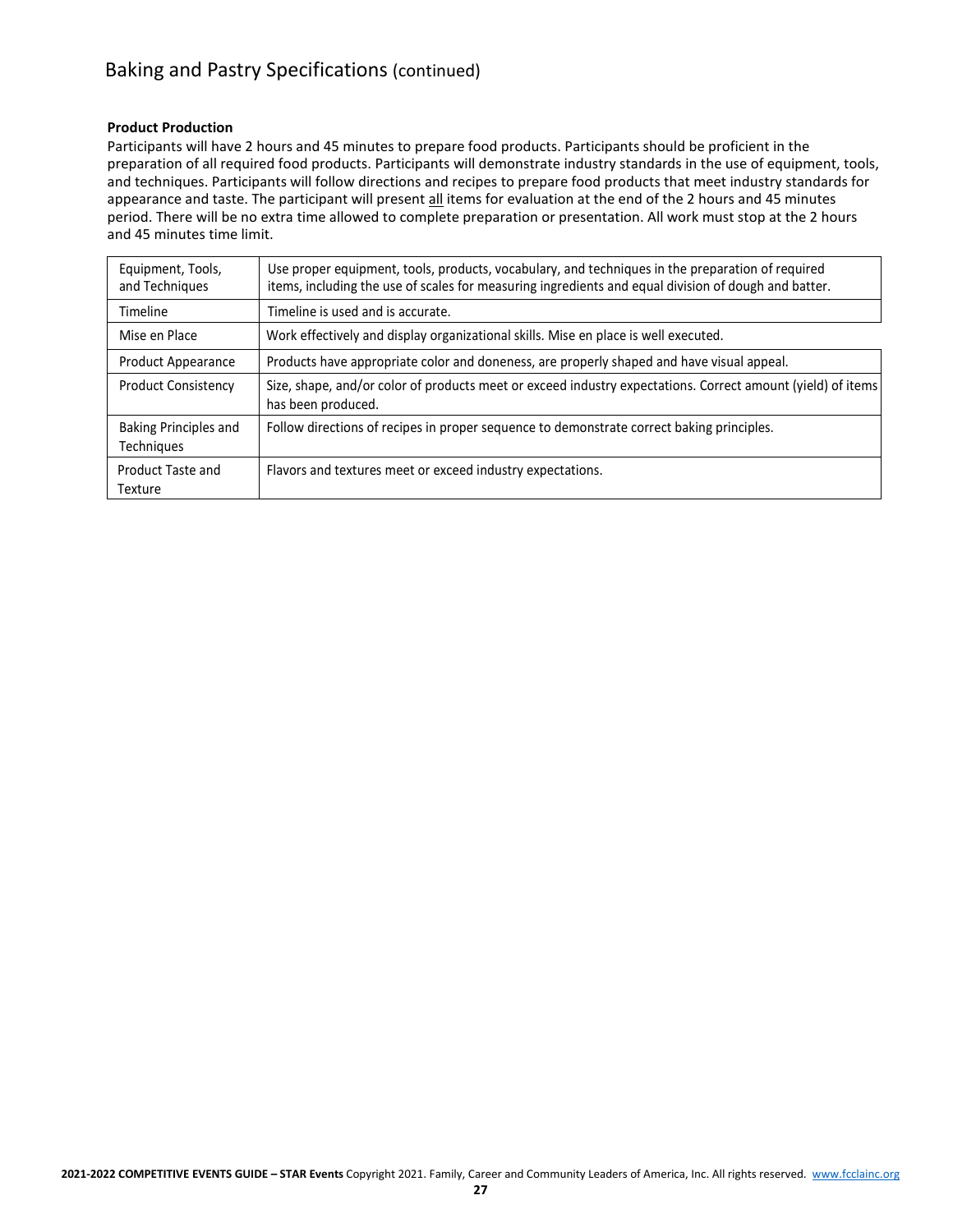## Baking and Pastry Specifications (continued)

**Product Production**

Participants will have 2 hours and 45 minutes to prepare food products. Participants should be proficient in the preparation of all required food products. Participants will demonstrate industry standards in the use of equipment, tools, and techniques. Participants will follow directions and recipes to prepare food products that meet industry standards for appearance and taste. The participant will present all items for evaluation at the end of the 2 hours and 45 minutes period. There will be no extra time allowed to complete preparation or presentation. All work must stop at the 2 hours and 45 minutes time limit.

| | |
|---|---|
| Equipment, Tools, and Techniques | Use proper equipment, tools, products, vocabulary, and techniques in the preparation of required items, including the use of scales for measuring ingredients and equal division of dough and batter. |
| Timeline | Timeline is used and is accurate. |
| Mise en Place | Work effectively and display organizational skills. Mise en place is well executed. |
| Product Appearance | Products have appropriate color and doneness, are properly shaped and have visual appeal. |
| Product Consistency | Size, shape, and/or color of products meet or exceed industry expectations. Correct amount (yield) of items has been produced. |
| Baking Principles and Techniques | Follow directions of recipes in proper sequence to demonstrate correct baking principles. |
| Product Taste and Texture | Flavors and textures meet or exceed industry expectations. |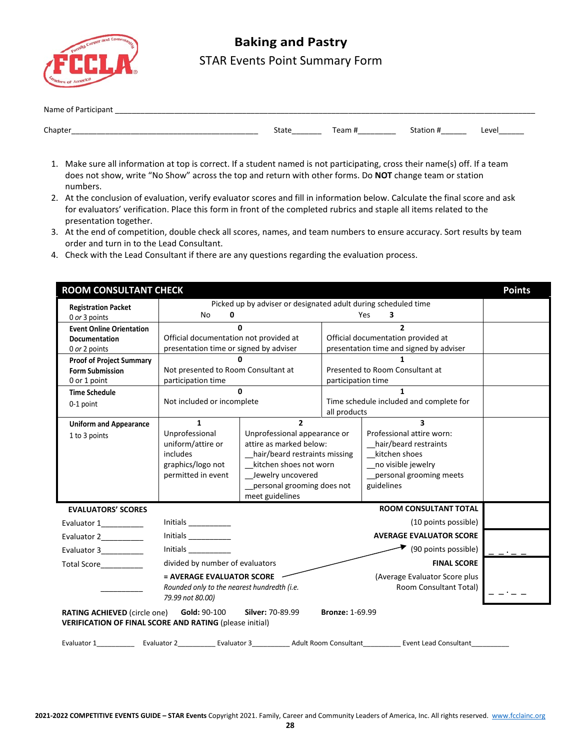# Baking and Pastry

STAR Events Point Summary Form

Name of Participant ___________________________________________

Chapter_______________________________ State_______ Team #_________ Station #______ Level______

1. Make sure all information at top is correct. If a student named is not participating, cross their name(s) off. If a team does not show, write "No Show" across the top and return with other forms. Do **NOT** change team or station numbers.
2. At the conclusion of evaluation, verify evaluator scores and fill in information below. Calculate the final score and ask for evaluators' verification. Place this form in front of the completed rubrics and staple all items related to the presentation together.
3. At the end of competition, double check all scores, names, and team numbers to ensure accuracy. Sort results by team order and turn in to the Lead Consultant.
4. Check with the Lead Consultant if there are any questions regarding the evaluation process.

| ROOM CONSULTANT CHECK | | | | Points |
|---|---|---|---|---|
| **Registration Packet** 0 *or* 3 points | Picked up by adviser or designated adult during scheduled time: No **0** | | Yes **3** | |
| **Event Online Orientation Documentation** 0 *or* 2 points | **0** Official documentation not provided at presentation time or signed by adviser | | **2** Official documentation provided at presentation time and signed by adviser | |
| **Proof of Project Summary Form Submission** 0 or 1 point | **0** Not presented to Room Consultant at participation time | | **1** Presented to Room Consultant at participation time | |
| **Time Schedule** 0-1 point | **0** Not included or incomplete | | **1** Time schedule included and complete for all products | |
| **Uniform and Appearance** 1 to 3 points | **1** Unprofessional uniform/attire or includes graphics/logo not permitted in event | **2** Unprofessional appearance or attire as marked below: __hair/beard restraints missing __kitchen shoes not worn __Jewelry uncovered __personal grooming does not meet guidelines | **3** Professional attire worn: __hair/beard restraints __kitchen shoes __no visible jewelry __personal grooming meets guidelines | |

**EVALUATORS' SCORES**

Evaluator 1__________ Initials __________

Evaluator 2__________ Initials __________

Evaluator 3__________ Initials __________

Total Score__________ divided by number of evaluators

__________ **= AVERAGE EVALUATOR SCORE**
*Rounded only to the nearest hundredth (i.e. 79.99 not 80.00)*

| | |
|---|---|
| **ROOM CONSULTANT TOTAL** (10 points possible) | |
| **AVERAGE EVALUATOR SCORE** (90 points possible) | _ _ . _ _ |
| **FINAL SCORE** (Average Evaluator Score plus Room Consultant Total) | _ _ . _ _ |

**RATING ACHIEVED** (circle one) **Gold:** 90-100 **Silver:** 70-89.99 **Bronze:** 1-69.99

**VERIFICATION OF FINAL SCORE AND RATING** (please initial)

Evaluator 1__________ Evaluator 2__________ Evaluator 3__________ Adult Room Consultant__________ Event Lead Consultant__________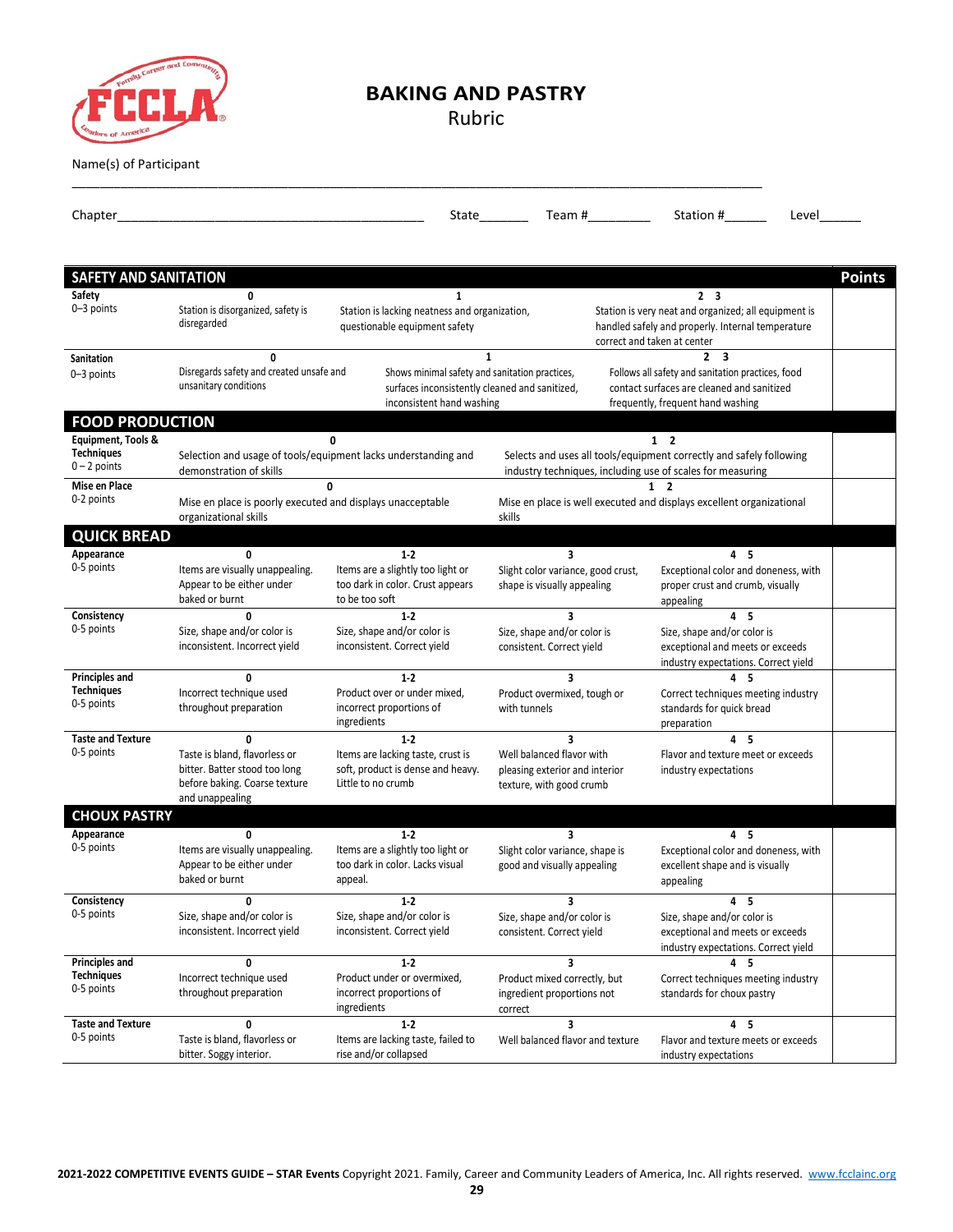# BAKING AND PASTRY

Rubric

Name(s) of Participant ________________________________________________________________________________________________

Chapter___________________________________________ State_______ Team #_________ Station #______ Level______

| SAFETY AND SANITATION | | | | | Points |
|---|---|---|---|---|---|
| **Safety** 0–3 points | **0** Station is disorganized, safety is disregarded | **1** Station is lacking neatness and organization, questionable equipment safety | | **2 3** Station is very neat and organized; all equipment is handled safely and properly. Internal temperature correct and taken at center | |
| **Sanitation** 0–3 points | **0** Disregards safety and created unsafe and unsanitary conditions | **1** Shows minimal safety and sanitation practices, surfaces inconsistently cleaned and sanitized, inconsistent hand washing | | **2 3** Follows all safety and sanitation practices, food contact surfaces are cleaned and sanitized frequently, frequent hand washing | |
| **FOOD PRODUCTION** | | | | | |
| **Equipment, Tools & Techniques** 0 – 2 points | **0** Selection and usage of tools/equipment lacks understanding and demonstration of skills | | **1 2** Selects and uses all tools/equipment correctly and safely following industry techniques, including use of scales for measuring | | |
| **Mise en Place** 0-2 points | **0** Mise en place is poorly executed and displays unacceptable organizational skills | | **1 2** Mise en place is well executed and displays excellent organizational skills | | |
| **QUICK BREAD** | | | | | |
| **Appearance** 0-5 points | **0** Items are visually unappealing. Appear to be either under baked or burnt | **1-2** Items are a slightly too light or too dark in color. Crust appears to be too soft | **3** Slight color variance, good crust, shape is visually appealing | **4 5** Exceptional color and doneness, with proper crust and crumb, visually appealing | |
| **Consistency** 0-5 points | **0** Size, shape and/or color is inconsistent. Incorrect yield | **1-2** Size, shape and/or color is inconsistent. Correct yield | **3** Size, shape and/or color is consistent. Correct yield | **4 5** Size, shape and/or color is exceptional and meets or exceeds industry expectations. Correct yield | |
| **Principles and Techniques** 0-5 points | **0** Incorrect technique used throughout preparation | **1-2** Product over or under mixed, incorrect proportions of ingredients | **3** Product overmixed, tough or with tunnels | **4 5** Correct techniques meeting industry standards for quick bread preparation | |
| **Taste and Texture** 0-5 points | **0** Taste is bland, flavorless or bitter. Batter stood too long before baking. Coarse texture and unappealing | **1-2** Items are lacking taste, crust is soft, product is dense and heavy. Little to no crumb | **3** Well balanced flavor with pleasing exterior and interior texture, with good crumb | **4 5** Flavor and texture meet or exceeds industry expectations | |
| **CHOUX PASTRY** | | | | | |
| **Appearance** 0-5 points | **0** Items are visually unappealing. Appear to be either under baked or burnt | **1-2** Items are a slightly too light or too dark in color. Lacks visual appeal. | **3** Slight color variance, shape is good and visually appealing | **4 5** Exceptional color and doneness, with excellent shape and is visually appealing | |
| **Consistency** 0-5 points | **0** Size, shape and/or color is inconsistent. Incorrect yield | **1-2** Size, shape and/or color is inconsistent. Correct yield | **3** Size, shape and/or color is consistent. Correct yield | **4 5** Size, shape and/or color is exceptional and meets or exceeds industry expectations. Correct yield | |
| **Principles and Techniques** 0-5 points | **0** Incorrect technique used throughout preparation | **1-2** Product under or overmixed, incorrect proportions of ingredients | **3** Product mixed correctly, but ingredient proportions not correct | **4 5** Correct techniques meeting industry standards for choux pastry | |
| **Taste and Texture** 0-5 points | **0** Taste is bland, flavorless or bitter. Soggy interior. | **1-2** Items are lacking taste, failed to rise and/or collapsed | **3** Well balanced flavor and texture | **4 5** Flavor and texture meets or exceeds industry expectations | |

**2021-2022 COMPETITIVE EVENTS GUIDE – STAR Events** Copyright 2021. Family, Career and Community Leaders of America, Inc. All rights reserved. www.fcclainc.org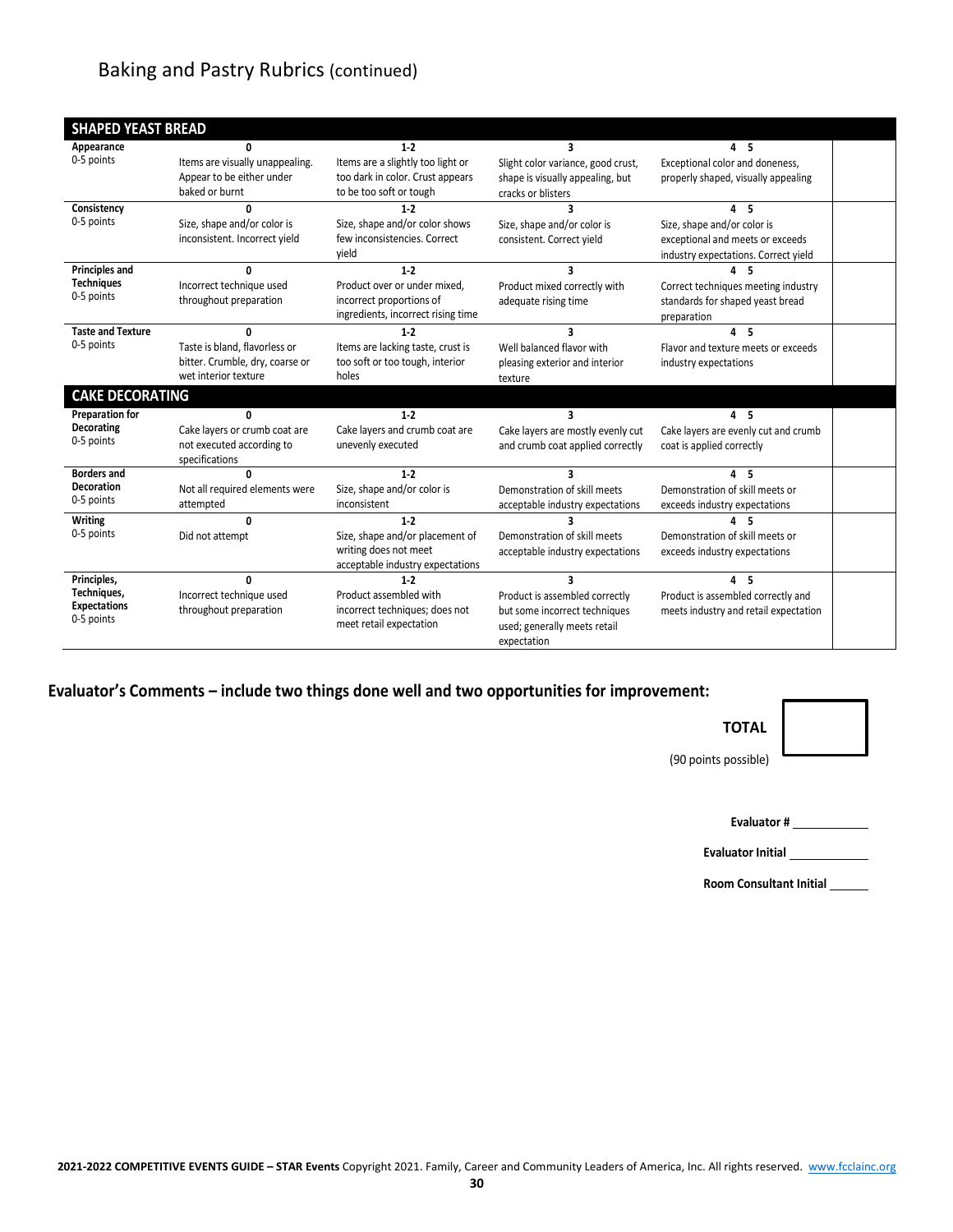# Baking and Pastry Rubrics (continued)

| SHAPED YEAST BREAD | | | | | |
|---|---|---|---|---|---|
| **Appearance** 0-5 points | **0** Items are visually unappealing. Appear to be either under baked or burnt | **1-2** Items are a slightly too light or too dark in color. Crust appears to be too soft or tough | **3** Slight color variance, good crust, shape is visually appealing, but cracks or blisters | **4 5** Exceptional color and doneness, properly shaped, visually appealing | |
| **Consistency** 0-5 points | **0** Size, shape and/or color is inconsistent. Incorrect yield | **1-2** Size, shape and/or color shows few inconsistencies. Correct yield | **3** Size, shape and/or color is consistent. Correct yield | **4 5** Size, shape and/or color is exceptional and meets or exceeds industry expectations. Correct yield | |
| **Principles and Techniques** 0-5 points | **0** Incorrect technique used throughout preparation | **1-2** Product over or under mixed, incorrect proportions of ingredients, incorrect rising time | **3** Product mixed correctly with adequate rising time | **4 5** Correct techniques meeting industry standards for shaped yeast bread preparation | |
| **Taste and Texture** 0-5 points | **0** Taste is bland, flavorless or bitter. Crumble, dry, coarse or wet interior texture | **1-2** Items are lacking taste, crust is too soft or too tough, interior holes | **3** Well balanced flavor with pleasing exterior and interior texture | **4 5** Flavor and texture meets or exceeds industry expectations | |
| **CAKE DECORATING** | | | | | |
| **Preparation for Decorating** 0-5 points | **0** Cake layers or crumb coat are not executed according to specifications | **1-2** Cake layers and crumb coat are unevenly executed | **3** Cake layers are mostly evenly cut and crumb coat applied correctly | **4 5** Cake layers are evenly cut and crumb coat is applied correctly | |
| **Borders and Decoration** 0-5 points | **0** Not all required elements were attempted | **1-2** Size, shape and/or color is inconsistent | **3** Demonstration of skill meets acceptable industry expectations | **4 5** Demonstration of skill meets or exceeds industry expectations | |
| **Writing** 0-5 points | **0** Did not attempt | **1-2** Size, shape and/or placement of writing does not meet acceptable industry expectations | **3** Demonstration of skill meets acceptable industry expectations | **4 5** Demonstration of skill meets or exceeds industry expectations | |
| **Principles, Techniques, Expectations** 0-5 points | **0** Incorrect technique used throughout preparation | **1-2** Product assembled with incorrect techniques; does not meet retail expectation | **3** Product is assembled correctly but some incorrect techniques used; generally meets retail expectation | **4 5** Product is assembled correctly and meets industry and retail expectation | |

**Evaluator's Comments – include two things done well and two opportunities for improvement:**

**TOTAL** ______

(90 points possible)

**Evaluator #** ____________

**Evaluator Initial** ____________

**Room Consultant Initial** ______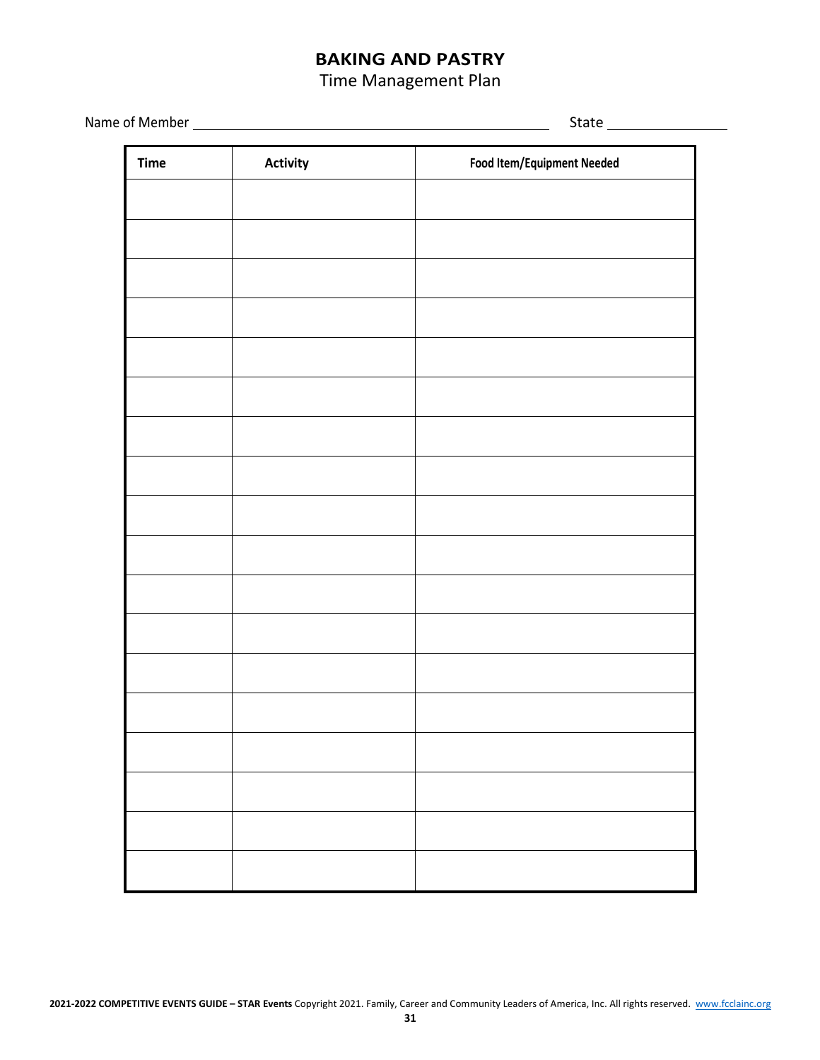# BAKING AND PASTRY

Time Management Plan

Name of Member ______________________________ State ______________

| Time | Activity | Food Item/Equipment Needed |
|---|---|---|
| | | |
| | | |
| | | |
| | | |
| | | |
| | | |
| | | |
| | | |
| | | |
| | | |
| | | |
| | | |
| | | |
| | | |
| | | |
| | | |
| | | |
| | | |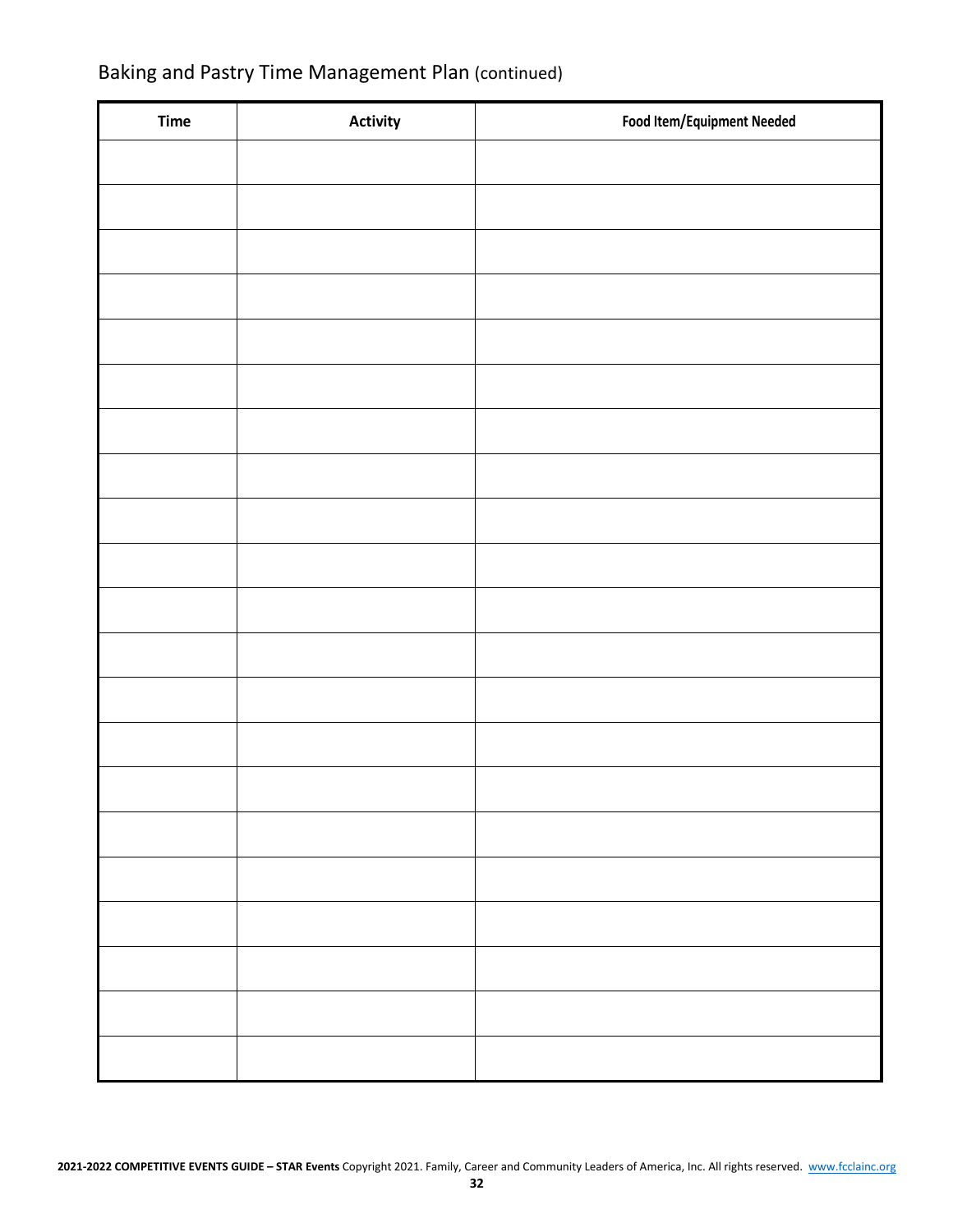## Baking and Pastry Time Management Plan (continued)

| Time | Activity | Food Item/Equipment Needed |
|---|---|---|
| | | |
| | | |
| | | |
| | | |
| | | |
| | | |
| | | |
| | | |
| | | |
| | | |
| | | |
| | | |
| | | |
| | | |
| | | |
| | | |
| | | |
| | | |
| | | |
| | | |
| | | |